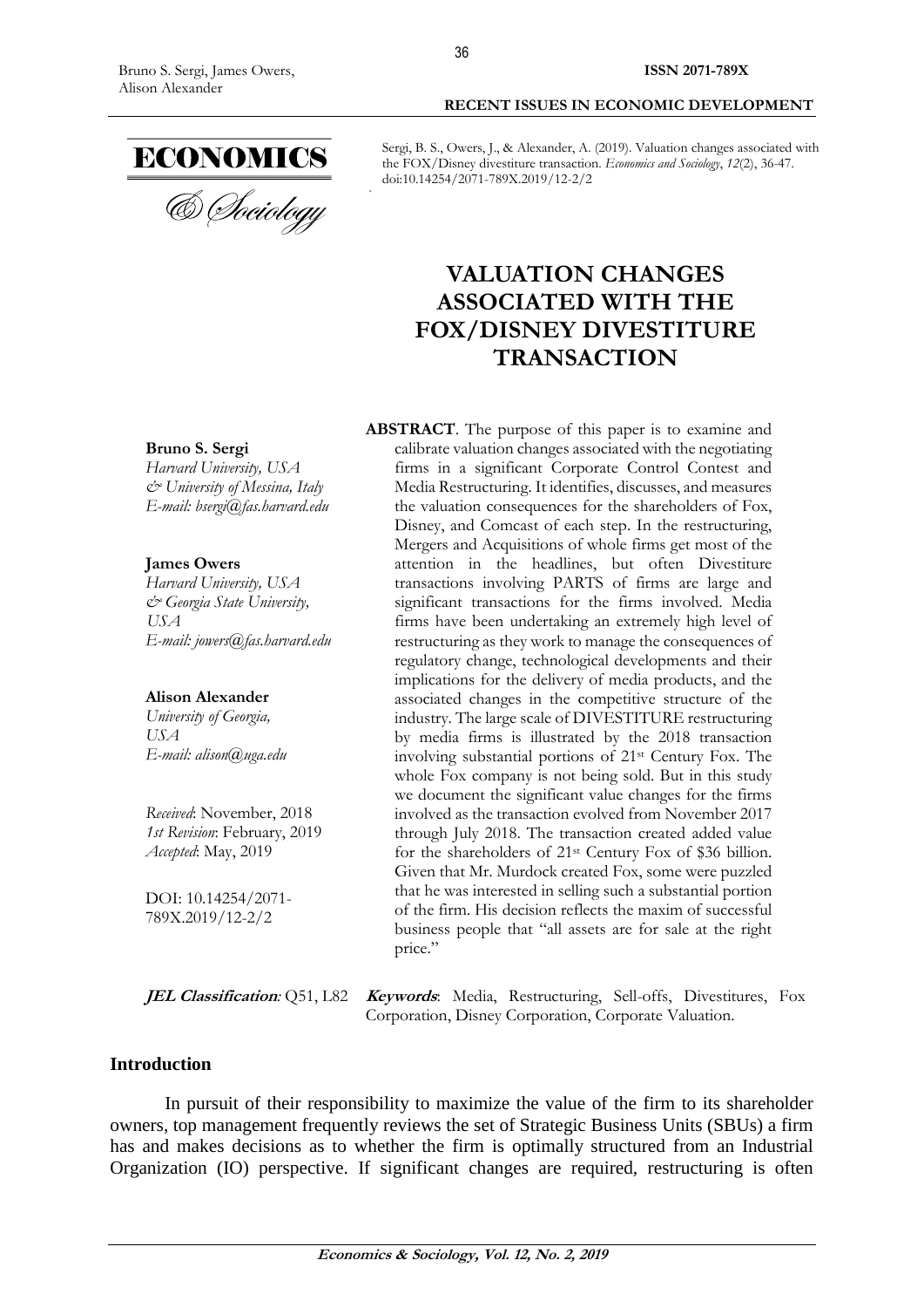Sergi, B. S., Owers, J., & Alexander, A. (2019). Valuation changes associated with the FOX/Disney divestiture transaction. *Economics and Sociology*, *12*(2), 36-47. doi:10.14254/2071-789X.2019/12-2/2

# VALUATION CHANGES ASSOCIATED WITH THE FOX/DISNEY DIVESTITURE TRANSACTION

**Bruno S. Sergi**
*Harvard University, USA*
*& University of Messina, Italy*
*E-mail: bsergi@fas.harvard.edu*

**James Owers**
*Harvard University, USA*
*& Georgia State University, USA*
*E-mail: jowers@fas.harvard.edu*

**Alison Alexander**
*University of Georgia, USA*
*E-mail: alison@uga.edu*

*Received*: November, 2018
*1st Revision*: February, 2019
*Accepted*: May, 2019

DOI: 10.14254/2071-789X.2019/12-2/2

**ABSTRACT**. The purpose of this paper is to examine and calibrate valuation changes associated with the negotiating firms in a significant Corporate Control Contest and Media Restructuring. It identifies, discusses, and measures the valuation consequences for the shareholders of Fox, Disney, and Comcast of each step. In the restructuring, Mergers and Acquisitions of whole firms get most of the attention in the headlines, but often Divestiture transactions involving PARTS of firms are large and significant transactions for the firms involved. Media firms have been undertaking an extremely high level of restructuring as they work to manage the consequences of regulatory change, technological developments and their implications for the delivery of media products, and the associated changes in the competitive structure of the industry. The large scale of DIVESTITURE restructuring by media firms is illustrated by the 2018 transaction involving substantial portions of 21st Century Fox. The whole Fox company is not being sold. But in this study we document the significant value changes for the firms involved as the transaction evolved from November 2017 through July 2018. The transaction created added value for the shareholders of 21st Century Fox of $36 billion. Given that Mr. Murdock created Fox, some were puzzled that he was interested in selling such a substantial portion of the firm. His decision reflects the maxim of successful business people that "all assets are for sale at the right price."

***JEL Classification**:* Q51, L82

***Keywords***: Media, Restructuring, Sell-offs, Divestitures, Fox Corporation, Disney Corporation, Corporate Valuation.

## Introduction

In pursuit of their responsibility to maximize the value of the firm to its shareholder owners, top management frequently reviews the set of Strategic Business Units (SBUs) a firm has and makes decisions as to whether the firm is optimally structured from an Industrial Organization (IO) perspective. If significant changes are required, restructuring is often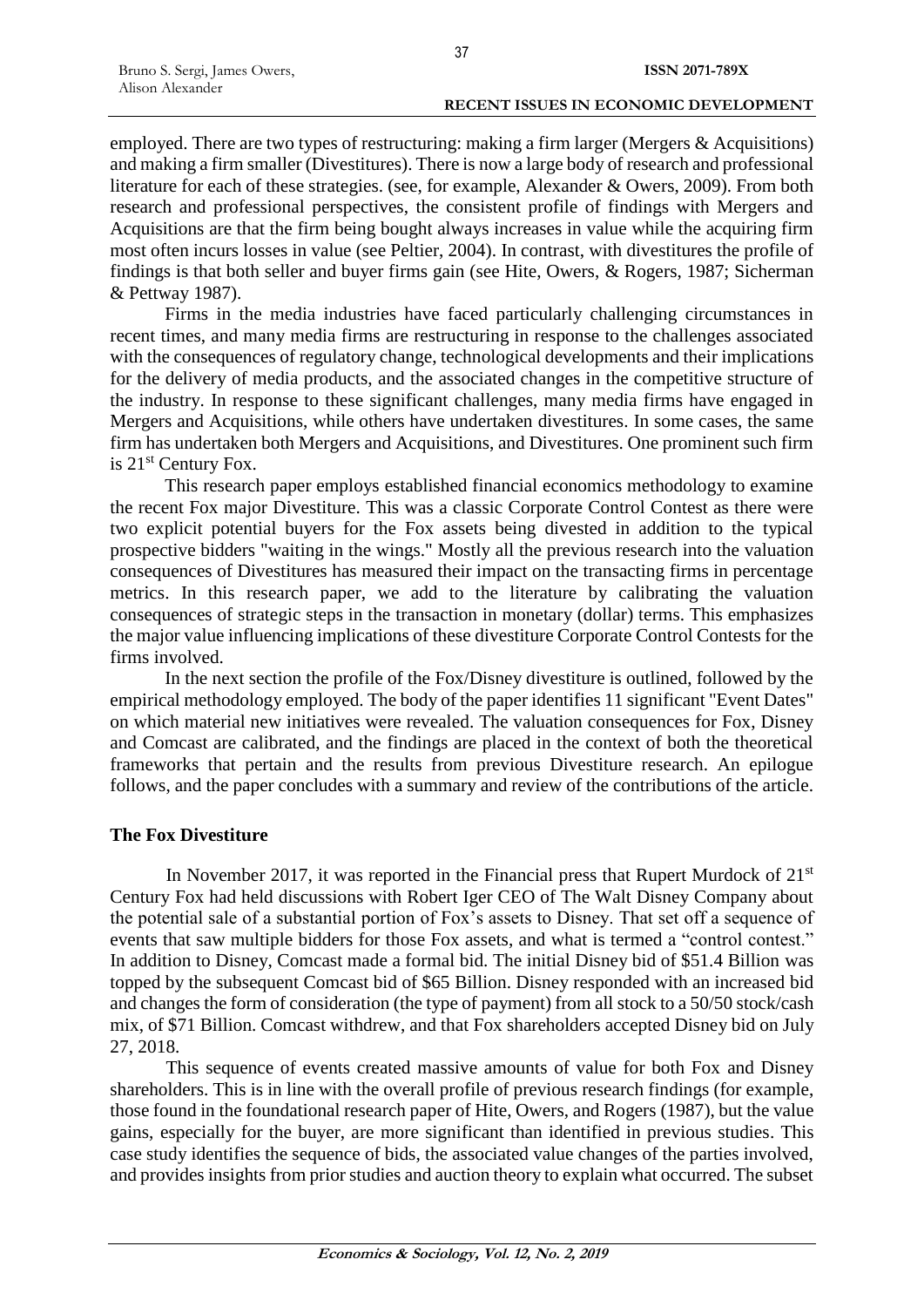employed. There are two types of restructuring: making a firm larger (Mergers & Acquisitions) and making a firm smaller (Divestitures). There is now a large body of research and professional literature for each of these strategies. (see, for example, Alexander & Owers, 2009). From both research and professional perspectives, the consistent profile of findings with Mergers and Acquisitions are that the firm being bought always increases in value while the acquiring firm most often incurs losses in value (see Peltier, 2004). In contrast, with divestitures the profile of findings is that both seller and buyer firms gain (see Hite, Owers, & Rogers, 1987; Sicherman & Pettway 1987).

Firms in the media industries have faced particularly challenging circumstances in recent times, and many media firms are restructuring in response to the challenges associated with the consequences of regulatory change, technological developments and their implications for the delivery of media products, and the associated changes in the competitive structure of the industry. In response to these significant challenges, many media firms have engaged in Mergers and Acquisitions, while others have undertaken divestitures. In some cases, the same firm has undertaken both Mergers and Acquisitions, and Divestitures. One prominent such firm is 21st Century Fox.

This research paper employs established financial economics methodology to examine the recent Fox major Divestiture. This was a classic Corporate Control Contest as there were two explicit potential buyers for the Fox assets being divested in addition to the typical prospective bidders "waiting in the wings." Mostly all the previous research into the valuation consequences of Divestitures has measured their impact on the transacting firms in percentage metrics. In this research paper, we add to the literature by calibrating the valuation consequences of strategic steps in the transaction in monetary (dollar) terms. This emphasizes the major value influencing implications of these divestiture Corporate Control Contests for the firms involved.

In the next section the profile of the Fox/Disney divestiture is outlined, followed by the empirical methodology employed. The body of the paper identifies 11 significant "Event Dates" on which material new initiatives were revealed. The valuation consequences for Fox, Disney and Comcast are calibrated, and the findings are placed in the context of both the theoretical frameworks that pertain and the results from previous Divestiture research. An epilogue follows, and the paper concludes with a summary and review of the contributions of the article.

## The Fox Divestiture

In November 2017, it was reported in the Financial press that Rupert Murdock of 21st Century Fox had held discussions with Robert Iger CEO of The Walt Disney Company about the potential sale of a substantial portion of Fox's assets to Disney. That set off a sequence of events that saw multiple bidders for those Fox assets, and what is termed a "control contest." In addition to Disney, Comcast made a formal bid. The initial Disney bid of $51.4 Billion was topped by the subsequent Comcast bid of $65 Billion. Disney responded with an increased bid and changes the form of consideration (the type of payment) from all stock to a 50/50 stock/cash mix, of $71 Billion. Comcast withdrew, and that Fox shareholders accepted Disney bid on July 27, 2018.

This sequence of events created massive amounts of value for both Fox and Disney shareholders. This is in line with the overall profile of previous research findings (for example, those found in the foundational research paper of Hite, Owers, and Rogers (1987), but the value gains, especially for the buyer, are more significant than identified in previous studies. This case study identifies the sequence of bids, the associated value changes of the parties involved, and provides insights from prior studies and auction theory to explain what occurred. The subset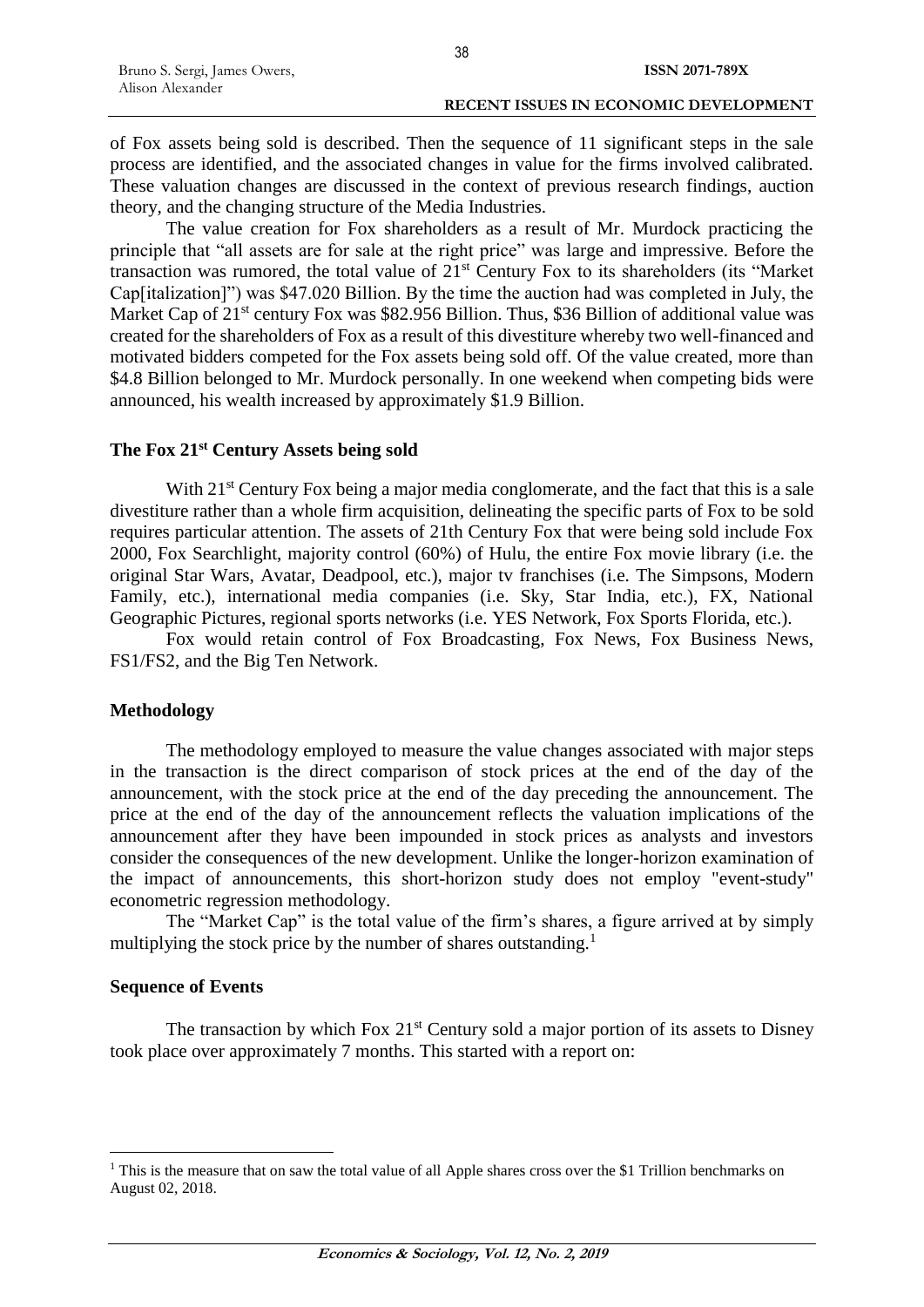of Fox assets being sold is described. Then the sequence of 11 significant steps in the sale process are identified, and the associated changes in value for the firms involved calibrated. These valuation changes are discussed in the context of previous research findings, auction theory, and the changing structure of the Media Industries.

The value creation for Fox shareholders as a result of Mr. Murdock practicing the principle that "all assets are for sale at the right price" was large and impressive. Before the transaction was rumored, the total value of 21st Century Fox to its shareholders (its "Market Cap[italization]") was $47.020 Billion. By the time the auction had was completed in July, the Market Cap of 21st century Fox was $82.956 Billion. Thus, $36 Billion of additional value was created for the shareholders of Fox as a result of this divestiture whereby two well-financed and motivated bidders competed for the Fox assets being sold off. Of the value created, more than $4.8 Billion belonged to Mr. Murdock personally. In one weekend when competing bids were announced, his wealth increased by approximately $1.9 Billion.

## The Fox 21st Century Assets being sold

With 21st Century Fox being a major media conglomerate, and the fact that this is a sale divestiture rather than a whole firm acquisition, delineating the specific parts of Fox to be sold requires particular attention. The assets of 21th Century Fox that were being sold include Fox 2000, Fox Searchlight, majority control (60%) of Hulu, the entire Fox movie library (i.e. the original Star Wars, Avatar, Deadpool, etc.), major tv franchises (i.e. The Simpsons, Modern Family, etc.), international media companies (i.e. Sky, Star India, etc.), FX, National Geographic Pictures, regional sports networks (i.e. YES Network, Fox Sports Florida, etc.).

Fox would retain control of Fox Broadcasting, Fox News, Fox Business News, FS1/FS2, and the Big Ten Network.

## Methodology

The methodology employed to measure the value changes associated with major steps in the transaction is the direct comparison of stock prices at the end of the day of the announcement, with the stock price at the end of the day preceding the announcement. The price at the end of the day of the announcement reflects the valuation implications of the announcement after they have been impounded in stock prices as analysts and investors consider the consequences of the new development. Unlike the longer-horizon examination of the impact of announcements, this short-horizon study does not employ "event-study" econometric regression methodology.

The "Market Cap" is the total value of the firm's shares, a figure arrived at by simply multiplying the stock price by the number of shares outstanding.[1]

## Sequence of Events

The transaction by which Fox 21st Century sold a major portion of its assets to Disney took place over approximately 7 months. This started with a report on:

---

[1] This is the measure that on saw the total value of all Apple shares cross over the $1 Trillion benchmarks on August 02, 2018.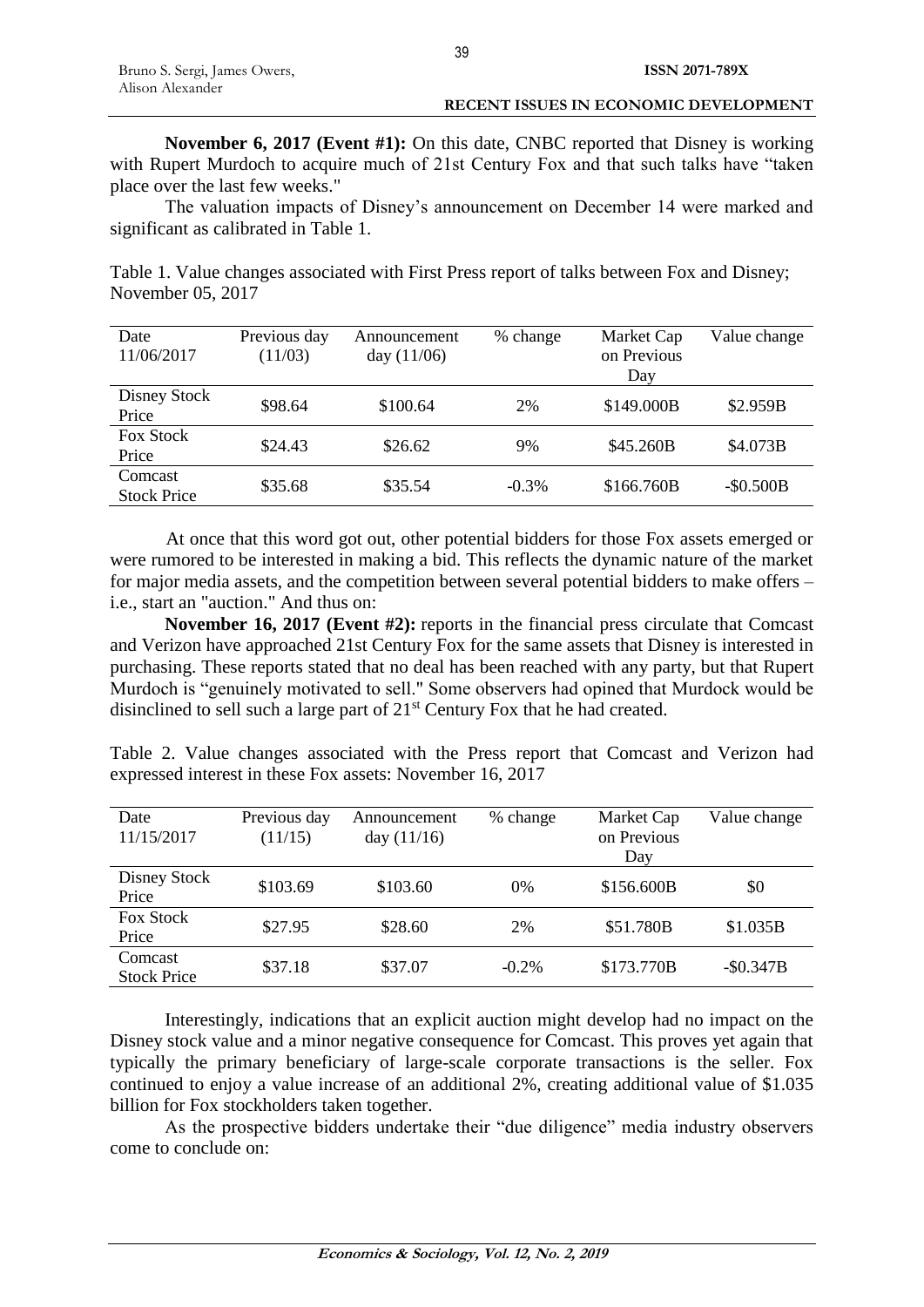**November 6, 2017 (Event #1):** On this date, CNBC reported that Disney is working with Rupert Murdoch to acquire much of 21st Century Fox and that such talks have "taken place over the last few weeks."

The valuation impacts of Disney's announcement on December 14 were marked and significant as calibrated in Table 1.

Table 1. Value changes associated with First Press report of talks between Fox and Disney; November 05, 2017

| Date 11/06/2017 | Previous day (11/03) | Announcement day (11/06) | % change | Market Cap on Previous Day | Value change |
|---|---|---|---|---|---|
| Disney Stock Price | \$98.64 | \$100.64 | 2% | \$149.000B | \$2.959B |
| Fox Stock Price | \$24.43 | \$26.62 | 9% | \$45.260B | \$4.073B |
| Comcast Stock Price | \$35.68 | \$35.54 | -0.3% | \$166.760B | -\$0.500B |

At once that this word got out, other potential bidders for those Fox assets emerged or were rumored to be interested in making a bid. This reflects the dynamic nature of the market for major media assets, and the competition between several potential bidders to make offers – i.e., start an "auction." And thus on:

**November 16, 2017 (Event #2):** reports in the financial press circulate that Comcast and Verizon have approached 21st Century Fox for the same assets that Disney is interested in purchasing. These reports stated that no deal has been reached with any party, but that Rupert Murdoch is "genuinely motivated to sell." Some observers had opined that Murdock would be disinclined to sell such a large part of 21st Century Fox that he had created.

Table 2. Value changes associated with the Press report that Comcast and Verizon had expressed interest in these Fox assets: November 16, 2017

| Date 11/15/2017 | Previous day (11/15) | Announcement day (11/16) | % change | Market Cap on Previous Day | Value change |
|---|---|---|---|---|---|
| Disney Stock Price | \$103.69 | \$103.60 | 0% | \$156.600B | \$0 |
| Fox Stock Price | \$27.95 | \$28.60 | 2% | \$51.780B | \$1.035B |
| Comcast Stock Price | \$37.18 | \$37.07 | -0.2% | \$173.770B | -\$0.347B |

Interestingly, indications that an explicit auction might develop had no impact on the Disney stock value and a minor negative consequence for Comcast. This proves yet again that typically the primary beneficiary of large-scale corporate transactions is the seller. Fox continued to enjoy a value increase of an additional 2%, creating additional value of \$1.035 billion for Fox stockholders taken together.

As the prospective bidders undertake their "due diligence" media industry observers come to conclude on: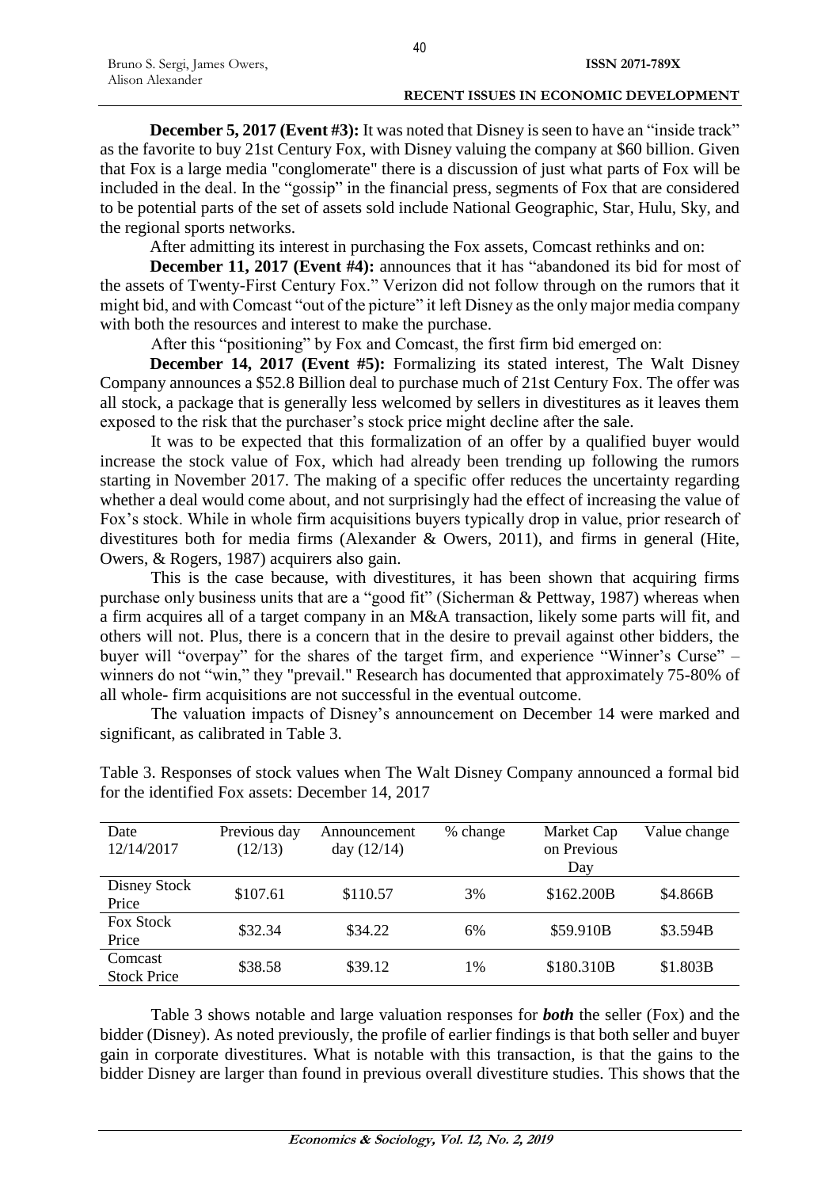**December 5, 2017 (Event #3):** It was noted that Disney is seen to have an "inside track" as the favorite to buy 21st Century Fox, with Disney valuing the company at $60 billion. Given that Fox is a large media "conglomerate" there is a discussion of just what parts of Fox will be included in the deal. In the "gossip" in the financial press, segments of Fox that are considered to be potential parts of the set of assets sold include National Geographic, Star, Hulu, Sky, and the regional sports networks.

After admitting its interest in purchasing the Fox assets, Comcast rethinks and on:

**December 11, 2017 (Event #4):** announces that it has "abandoned its bid for most of the assets of Twenty-First Century Fox." Verizon did not follow through on the rumors that it might bid, and with Comcast "out of the picture" it left Disney as the only major media company with both the resources and interest to make the purchase.

After this "positioning" by Fox and Comcast, the first firm bid emerged on:

**December 14, 2017 (Event #5):** Formalizing its stated interest, The Walt Disney Company announces a $52.8 Billion deal to purchase much of 21st Century Fox. The offer was all stock, a package that is generally less welcomed by sellers in divestitures as it leaves them exposed to the risk that the purchaser's stock price might decline after the sale.

It was to be expected that this formalization of an offer by a qualified buyer would increase the stock value of Fox, which had already been trending up following the rumors starting in November 2017. The making of a specific offer reduces the uncertainty regarding whether a deal would come about, and not surprisingly had the effect of increasing the value of Fox's stock. While in whole firm acquisitions buyers typically drop in value, prior research of divestitures both for media firms (Alexander & Owers, 2011), and firms in general (Hite, Owers, & Rogers, 1987) acquirers also gain.

This is the case because, with divestitures, it has been shown that acquiring firms purchase only business units that are a "good fit" (Sicherman & Pettway, 1987) whereas when a firm acquires all of a target company in an M&A transaction, likely some parts will fit, and others will not. Plus, there is a concern that in the desire to prevail against other bidders, the buyer will "overpay" for the shares of the target firm, and experience "Winner's Curse" – winners do not "win," they "prevail." Research has documented that approximately 75-80% of all whole- firm acquisitions are not successful in the eventual outcome.

The valuation impacts of Disney's announcement on December 14 were marked and significant, as calibrated in Table 3.

Table 3. Responses of stock values when The Walt Disney Company announced a formal bid for the identified Fox assets: December 14, 2017

| Date 12/14/2017 | Previous day (12/13) | Announcement day (12/14) | % change | Market Cap on Previous Day | Value change |
|---|---|---|---|---|---|
| Disney Stock Price | $107.61 | $110.57 | 3% | $162.200B | $4.866B |
| Fox Stock Price | $32.34 | $34.22 | 6% | $59.910B | $3.594B |
| Comcast Stock Price | $38.58 | $39.12 | 1% | $180.310B | $1.803B |

Table 3 shows notable and large valuation responses for ***both*** the seller (Fox) and the bidder (Disney). As noted previously, the profile of earlier findings is that both seller and buyer gain in corporate divestitures. What is notable with this transaction, is that the gains to the bidder Disney are larger than found in previous overall divestiture studies. This shows that the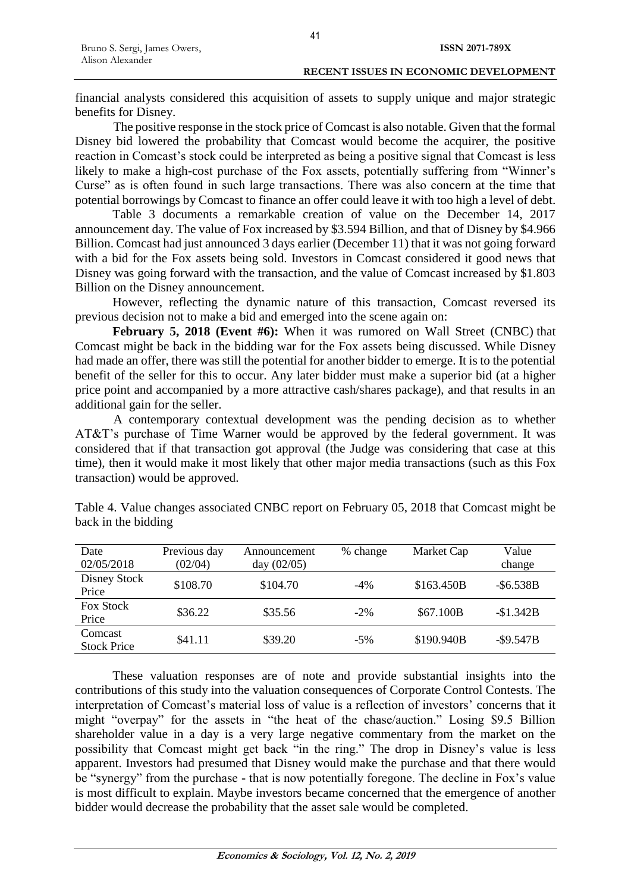financial analysts considered this acquisition of assets to supply unique and major strategic benefits for Disney.

The positive response in the stock price of Comcast is also notable. Given that the formal Disney bid lowered the probability that Comcast would become the acquirer, the positive reaction in Comcast's stock could be interpreted as being a positive signal that Comcast is less likely to make a high-cost purchase of the Fox assets, potentially suffering from "Winner's Curse" as is often found in such large transactions. There was also concern at the time that potential borrowings by Comcast to finance an offer could leave it with too high a level of debt.

Table 3 documents a remarkable creation of value on the December 14, 2017 announcement day. The value of Fox increased by $3.594 Billion, and that of Disney by $4.966 Billion. Comcast had just announced 3 days earlier (December 11) that it was not going forward with a bid for the Fox assets being sold. Investors in Comcast considered it good news that Disney was going forward with the transaction, and the value of Comcast increased by $1.803 Billion on the Disney announcement.

However, reflecting the dynamic nature of this transaction, Comcast reversed its previous decision not to make a bid and emerged into the scene again on:

**February 5, 2018 (Event #6):** When it was rumored on Wall Street (CNBC) that Comcast might be back in the bidding war for the Fox assets being discussed. While Disney had made an offer, there was still the potential for another bidder to emerge. It is to the potential benefit of the seller for this to occur. Any later bidder must make a superior bid (at a higher price point and accompanied by a more attractive cash/shares package), and that results in an additional gain for the seller.

A contemporary contextual development was the pending decision as to whether AT&T's purchase of Time Warner would be approved by the federal government. It was considered that if that transaction got approval (the Judge was considering that case at this time), then it would make it most likely that other major media transactions (such as this Fox transaction) would be approved.

Table 4. Value changes associated CNBC report on February 05, 2018 that Comcast might be back in the bidding

| Date 02/05/2018 | Previous day (02/04) | Announcement day (02/05) | % change | Market Cap | Value change |
|---|---|---|---|---|---|
| Disney Stock Price | $108.70 | $104.70 | -4% | $163.450B | -$6.538B |
| Fox Stock Price | $36.22 | $35.56 | -2% | $67.100B | -$1.342B |
| Comcast Stock Price | $41.11 | $39.20 | -5% | $190.940B | -$9.547B |

These valuation responses are of note and provide substantial insights into the contributions of this study into the valuation consequences of Corporate Control Contests. The interpretation of Comcast's material loss of value is a reflection of investors' concerns that it might "overpay" for the assets in "the heat of the chase/auction." Losing $9.5 Billion shareholder value in a day is a very large negative commentary from the market on the possibility that Comcast might get back "in the ring." The drop in Disney's value is less apparent. Investors had presumed that Disney would make the purchase and that there would be "synergy" from the purchase - that is now potentially foregone. The decline in Fox's value is most difficult to explain. Maybe investors became concerned that the emergence of another bidder would decrease the probability that the asset sale would be completed.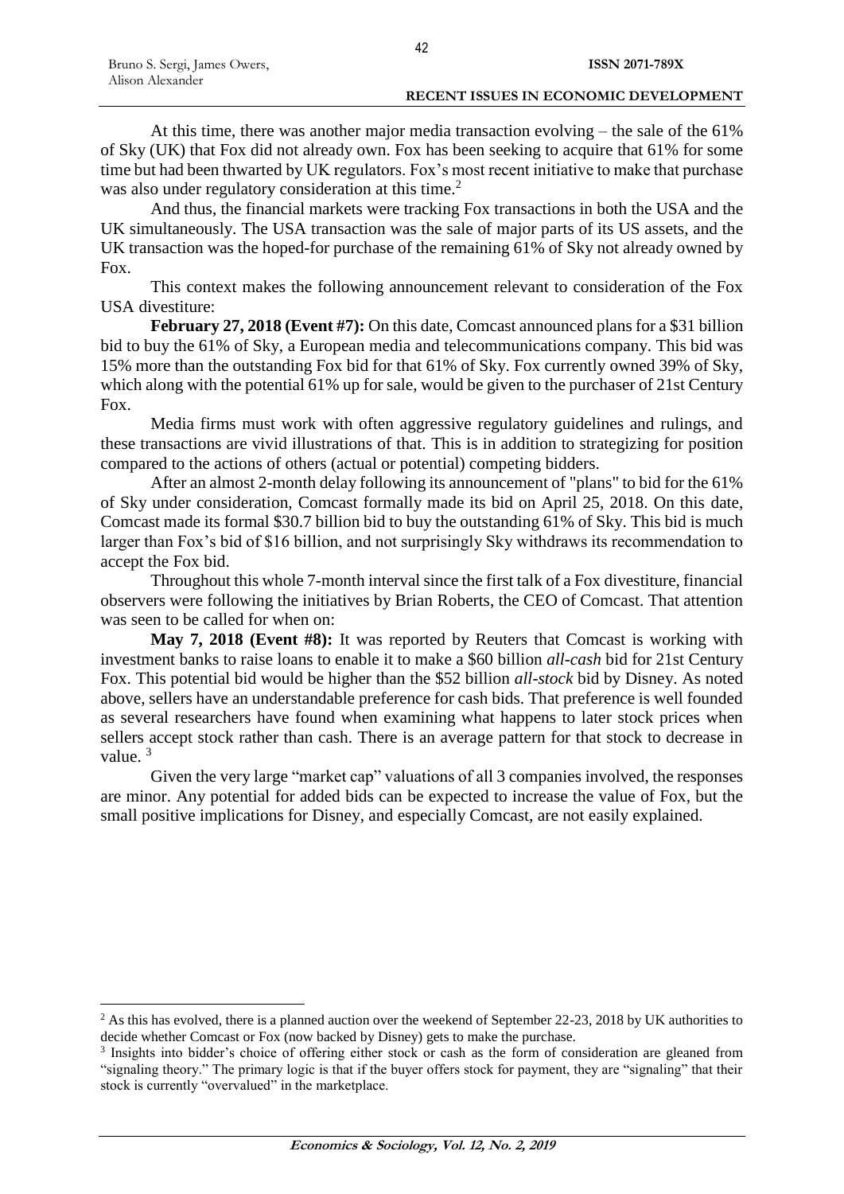At this time, there was another major media transaction evolving – the sale of the 61% of Sky (UK) that Fox did not already own. Fox has been seeking to acquire that 61% for some time but had been thwarted by UK regulators. Fox's most recent initiative to make that purchase was also under regulatory consideration at this time.[2]

And thus, the financial markets were tracking Fox transactions in both the USA and the UK simultaneously. The USA transaction was the sale of major parts of its US assets, and the UK transaction was the hoped-for purchase of the remaining 61% of Sky not already owned by Fox.

This context makes the following announcement relevant to consideration of the Fox USA divestiture:

**February 27, 2018 (Event #7):** On this date, Comcast announced plans for a $31 billion bid to buy the 61% of Sky, a European media and telecommunications company. This bid was 15% more than the outstanding Fox bid for that 61% of Sky. Fox currently owned 39% of Sky, which along with the potential 61% up for sale, would be given to the purchaser of 21st Century Fox.

Media firms must work with often aggressive regulatory guidelines and rulings, and these transactions are vivid illustrations of that. This is in addition to strategizing for position compared to the actions of others (actual or potential) competing bidders.

After an almost 2-month delay following its announcement of "plans" to bid for the 61% of Sky under consideration, Comcast formally made its bid on April 25, 2018. On this date, Comcast made its formal $30.7 billion bid to buy the outstanding 61% of Sky. This bid is much larger than Fox's bid of $16 billion, and not surprisingly Sky withdraws its recommendation to accept the Fox bid.

Throughout this whole 7-month interval since the first talk of a Fox divestiture, financial observers were following the initiatives by Brian Roberts, the CEO of Comcast. That attention was seen to be called for when on:

**May 7, 2018 (Event #8):** It was reported by Reuters that Comcast is working with investment banks to raise loans to enable it to make a $60 billion *all-cash* bid for 21st Century Fox. This potential bid would be higher than the $52 billion *all-stock* bid by Disney. As noted above, sellers have an understandable preference for cash bids. That preference is well founded as several researchers have found when examining what happens to later stock prices when sellers accept stock rather than cash. There is an average pattern for that stock to decrease in value. [3]

Given the very large "market cap" valuations of all 3 companies involved, the responses are minor. Any potential for added bids can be expected to increase the value of Fox, but the small positive implications for Disney, and especially Comcast, are not easily explained.

---

[2] As this has evolved, there is a planned auction over the weekend of September 22-23, 2018 by UK authorities to decide whether Comcast or Fox (now backed by Disney) gets to make the purchase.

[3] Insights into bidder's choice of offering either stock or cash as the form of consideration are gleaned from "signaling theory." The primary logic is that if the buyer offers stock for payment, they are "signaling" that their stock is currently "overvalued" in the marketplace.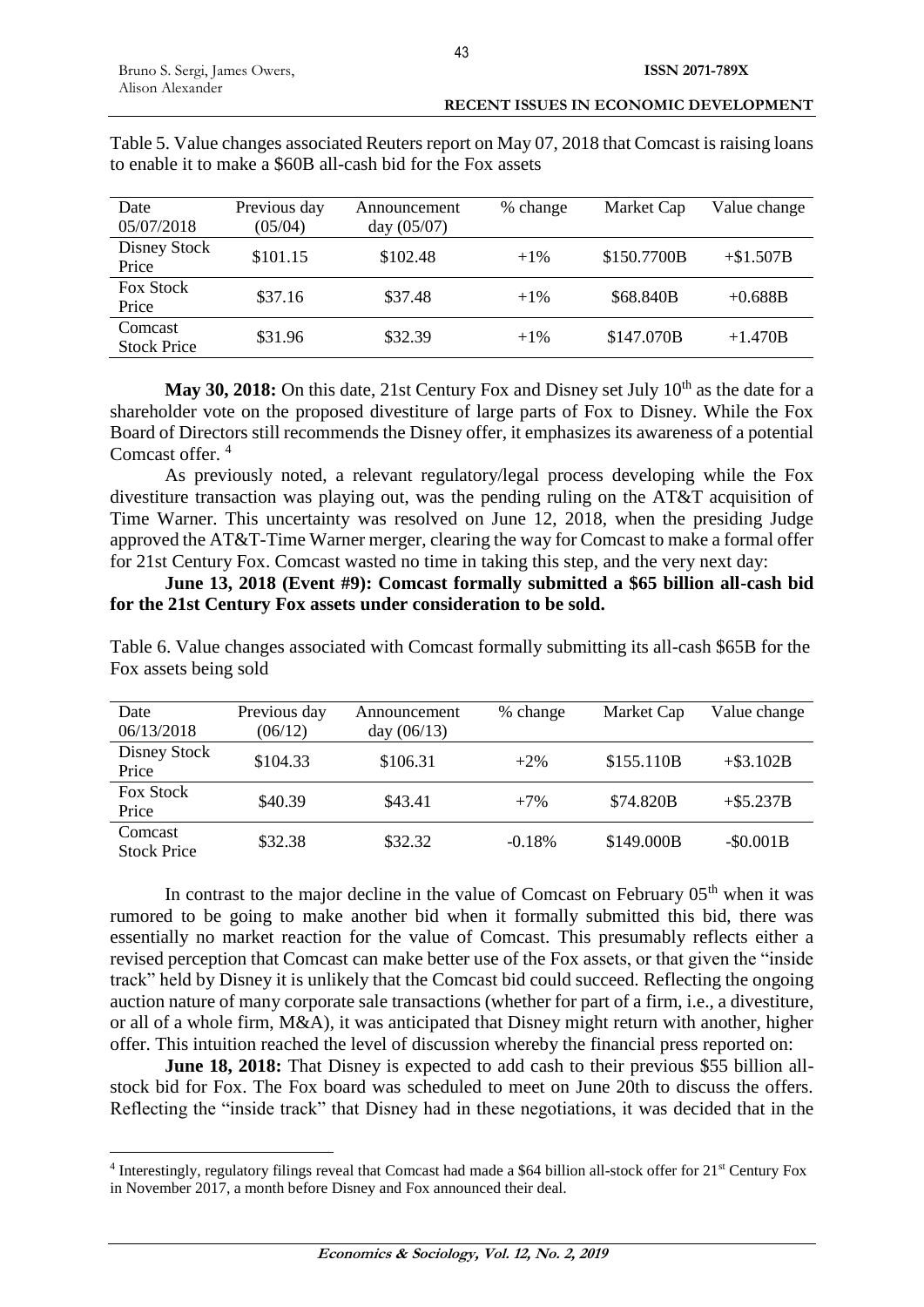Table 5. Value changes associated Reuters report on May 07, 2018 that Comcast is raising loans to enable it to make a \$60B all-cash bid for the Fox assets

| Date 05/07/2018 | Previous day (05/04) | Announcement day (05/07) | % change | Market Cap | Value change |
|---|---|---|---|---|---|
| Disney Stock Price | \$101.15 | \$102.48 | +1% | \$150.7700B | +\$1.507B |
| Fox Stock Price | \$37.16 | \$37.48 | +1% | \$68.840B | +0.688B |
| Comcast Stock Price | \$31.96 | \$32.39 | +1% | \$147.070B | +1.470B |

**May 30, 2018:** On this date, 21st Century Fox and Disney set July 10th as the date for a shareholder vote on the proposed divestiture of large parts of Fox to Disney. While the Fox Board of Directors still recommends the Disney offer, it emphasizes its awareness of a potential Comcast offer. [4]

As previously noted, a relevant regulatory/legal process developing while the Fox divestiture transaction was playing out, was the pending ruling on the AT&T acquisition of Time Warner. This uncertainty was resolved on June 12, 2018, when the presiding Judge approved the AT&T-Time Warner merger, clearing the way for Comcast to make a formal offer for 21st Century Fox. Comcast wasted no time in taking this step, and the very next day:

**June 13, 2018 (Event #9): Comcast formally submitted a \$65 billion all-cash bid for the 21st Century Fox assets under consideration to be sold.**

Table 6. Value changes associated with Comcast formally submitting its all-cash \$65B for the Fox assets being sold

| Date 06/13/2018 | Previous day (06/12) | Announcement day (06/13) | % change | Market Cap | Value change |
|---|---|---|---|---|---|
| Disney Stock Price | \$104.33 | \$106.31 | +2% | \$155.110B | +\$3.102B |
| Fox Stock Price | \$40.39 | \$43.41 | +7% | \$74.820B | +\$5.237B |
| Comcast Stock Price | \$32.38 | \$32.32 | -0.18% | \$149.000B | -\$0.001B |

In contrast to the major decline in the value of Comcast on February 05th when it was rumored to be going to make another bid when it formally submitted this bid, there was essentially no market reaction for the value of Comcast. This presumably reflects either a revised perception that Comcast can make better use of the Fox assets, or that given the "inside track" held by Disney it is unlikely that the Comcast bid could succeed. Reflecting the ongoing auction nature of many corporate sale transactions (whether for part of a firm, i.e., a divestiture, or all of a whole firm, M&A), it was anticipated that Disney might return with another, higher offer. This intuition reached the level of discussion whereby the financial press reported on:

**June 18, 2018:** That Disney is expected to add cash to their previous \$55 billion all-stock bid for Fox. The Fox board was scheduled to meet on June 20th to discuss the offers. Reflecting the "inside track" that Disney had in these negotiations, it was decided that in the

[4] Interestingly, regulatory filings reveal that Comcast had made a \$64 billion all-stock offer for 21st Century Fox in November 2017, a month before Disney and Fox announced their deal.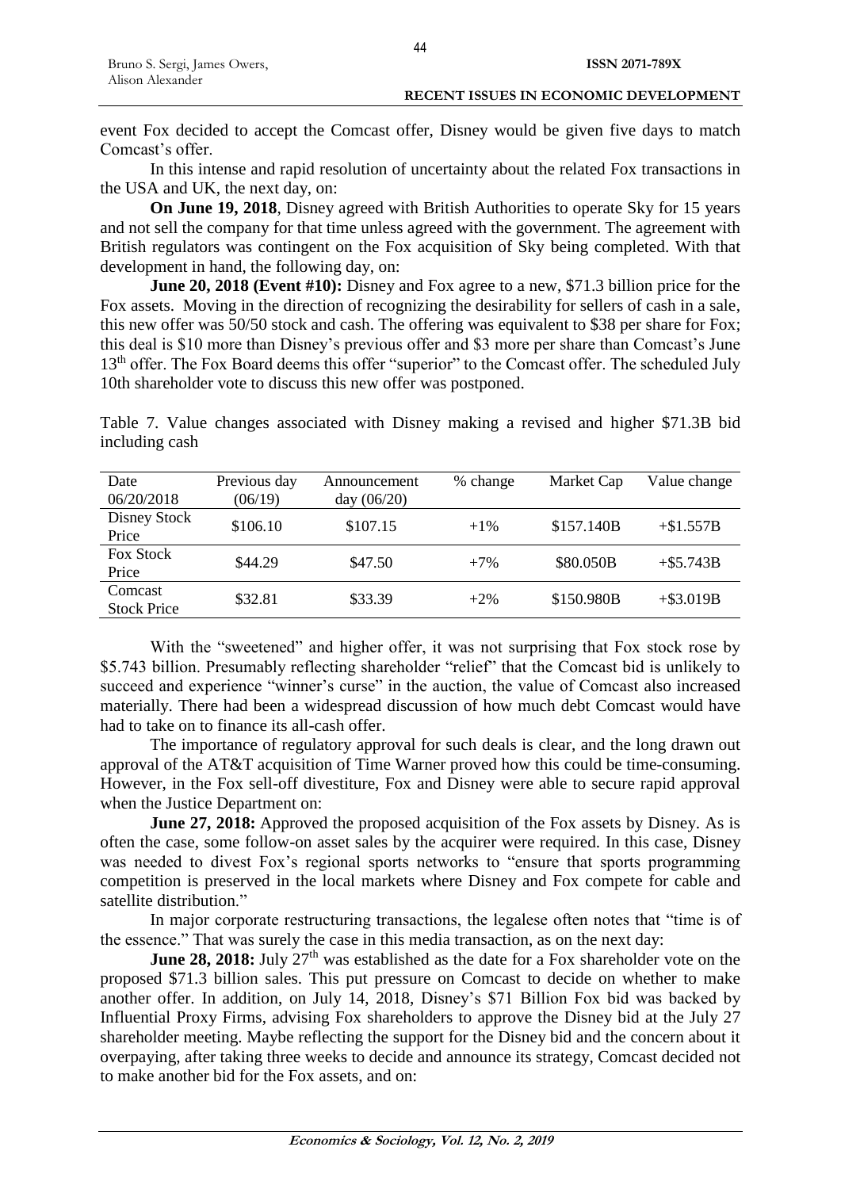event Fox decided to accept the Comcast offer, Disney would be given five days to match Comcast's offer.

In this intense and rapid resolution of uncertainty about the related Fox transactions in the USA and UK, the next day, on:

**On June 19, 2018**, Disney agreed with British Authorities to operate Sky for 15 years and not sell the company for that time unless agreed with the government. The agreement with British regulators was contingent on the Fox acquisition of Sky being completed. With that development in hand, the following day, on:

**June 20, 2018 (Event #10):** Disney and Fox agree to a new, \$71.3 billion price for the Fox assets. Moving in the direction of recognizing the desirability for sellers of cash in a sale, this new offer was 50/50 stock and cash. The offering was equivalent to \$38 per share for Fox; this deal is \$10 more than Disney's previous offer and \$3 more per share than Comcast's June 13th offer. The Fox Board deems this offer "superior" to the Comcast offer. The scheduled July 10th shareholder vote to discuss this new offer was postponed.

Table 7. Value changes associated with Disney making a revised and higher \$71.3B bid including cash

| Date 06/20/2018 | Previous day (06/19) | Announcement day (06/20) | % change | Market Cap | Value change |
|---|---|---|---|---|---|
| Disney Stock Price | \$106.10 | \$107.15 | +1% | \$157.140B | +\$1.557B |
| Fox Stock Price | \$44.29 | \$47.50 | +7% | \$80.050B | +\$5.743B |
| Comcast Stock Price | \$32.81 | \$33.39 | +2% | \$150.980B | +\$3.019B |

With the "sweetened" and higher offer, it was not surprising that Fox stock rose by \$5.743 billion. Presumably reflecting shareholder "relief" that the Comcast bid is unlikely to succeed and experience "winner's curse" in the auction, the value of Comcast also increased materially. There had been a widespread discussion of how much debt Comcast would have had to take on to finance its all-cash offer.

The importance of regulatory approval for such deals is clear, and the long drawn out approval of the AT&T acquisition of Time Warner proved how this could be time-consuming. However, in the Fox sell-off divestiture, Fox and Disney were able to secure rapid approval when the Justice Department on:

**June 27, 2018:** Approved the proposed acquisition of the Fox assets by Disney. As is often the case, some follow-on asset sales by the acquirer were required. In this case, Disney was needed to divest Fox's regional sports networks to "ensure that sports programming competition is preserved in the local markets where Disney and Fox compete for cable and satellite distribution."

In major corporate restructuring transactions, the legalese often notes that "time is of the essence." That was surely the case in this media transaction, as on the next day:

**June 28, 2018:** July 27th was established as the date for a Fox shareholder vote on the proposed \$71.3 billion sales. This put pressure on Comcast to decide on whether to make another offer. In addition, on July 14, 2018, Disney's \$71 Billion Fox bid was backed by Influential Proxy Firms, advising Fox shareholders to approve the Disney bid at the July 27 shareholder meeting. Maybe reflecting the support for the Disney bid and the concern about it overpaying, after taking three weeks to decide and announce its strategy, Comcast decided not to make another bid for the Fox assets, and on: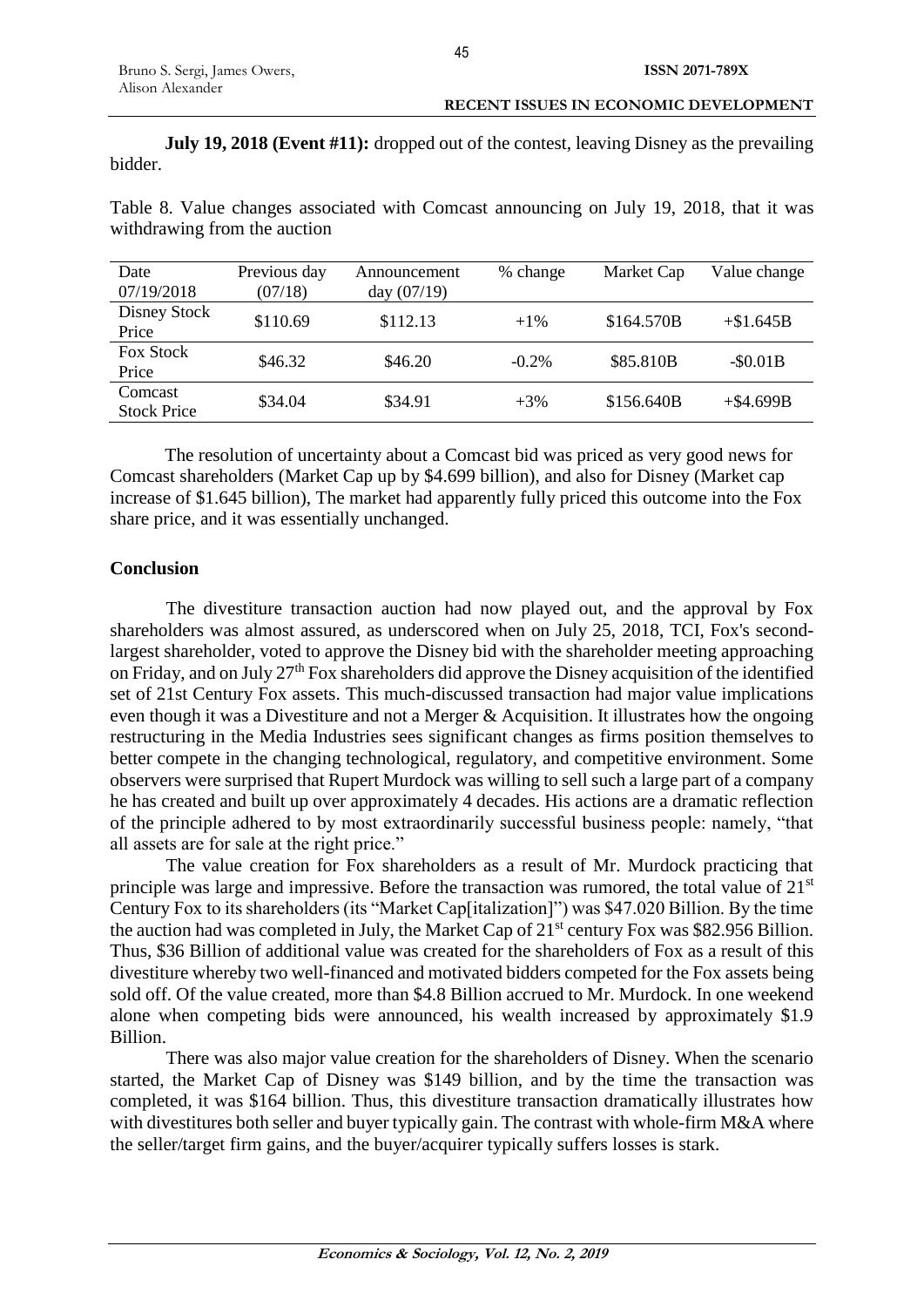**July 19, 2018 (Event #11):** dropped out of the contest, leaving Disney as the prevailing bidder.

Table 8. Value changes associated with Comcast announcing on July 19, 2018, that it was withdrawing from the auction

| Date 07/19/2018 | Previous day (07/18) | Announcement day (07/19) | % change | Market Cap | Value change |
|---|---|---|---|---|---|
| Disney Stock Price | \$110.69 | \$112.13 | +1% | \$164.570B | +\$1.645B |
| Fox Stock Price | \$46.32 | \$46.20 | -0.2% | \$85.810B | -\$0.01B |
| Comcast Stock Price | \$34.04 | \$34.91 | +3% | \$156.640B | +\$4.699B |

The resolution of uncertainty about a Comcast bid was priced as very good news for Comcast shareholders (Market Cap up by \$4.699 billion), and also for Disney (Market cap increase of \$1.645 billion), The market had apparently fully priced this outcome into the Fox share price, and it was essentially unchanged.

## Conclusion

The divestiture transaction auction had now played out, and the approval by Fox shareholders was almost assured, as underscored when on July 25, 2018, TCI, Fox's second-largest shareholder, voted to approve the Disney bid with the shareholder meeting approaching on Friday, and on July 27th Fox shareholders did approve the Disney acquisition of the identified set of 21st Century Fox assets. This much-discussed transaction had major value implications even though it was a Divestiture and not a Merger & Acquisition. It illustrates how the ongoing restructuring in the Media Industries sees significant changes as firms position themselves to better compete in the changing technological, regulatory, and competitive environment. Some observers were surprised that Rupert Murdock was willing to sell such a large part of a company he has created and built up over approximately 4 decades. His actions are a dramatic reflection of the principle adhered to by most extraordinarily successful business people: namely, "that all assets are for sale at the right price."

The value creation for Fox shareholders as a result of Mr. Murdock practicing that principle was large and impressive. Before the transaction was rumored, the total value of 21st Century Fox to its shareholders (its "Market Cap[italization]") was \$47.020 Billion. By the time the auction had was completed in July, the Market Cap of 21st century Fox was \$82.956 Billion. Thus, \$36 Billion of additional value was created for the shareholders of Fox as a result of this divestiture whereby two well-financed and motivated bidders competed for the Fox assets being sold off. Of the value created, more than \$4.8 Billion accrued to Mr. Murdock. In one weekend alone when competing bids were announced, his wealth increased by approximately \$1.9 Billion.

There was also major value creation for the shareholders of Disney. When the scenario started, the Market Cap of Disney was \$149 billion, and by the time the transaction was completed, it was \$164 billion. Thus, this divestiture transaction dramatically illustrates how with divestitures both seller and buyer typically gain. The contrast with whole-firm M&A where the seller/target firm gains, and the buyer/acquirer typically suffers losses is stark.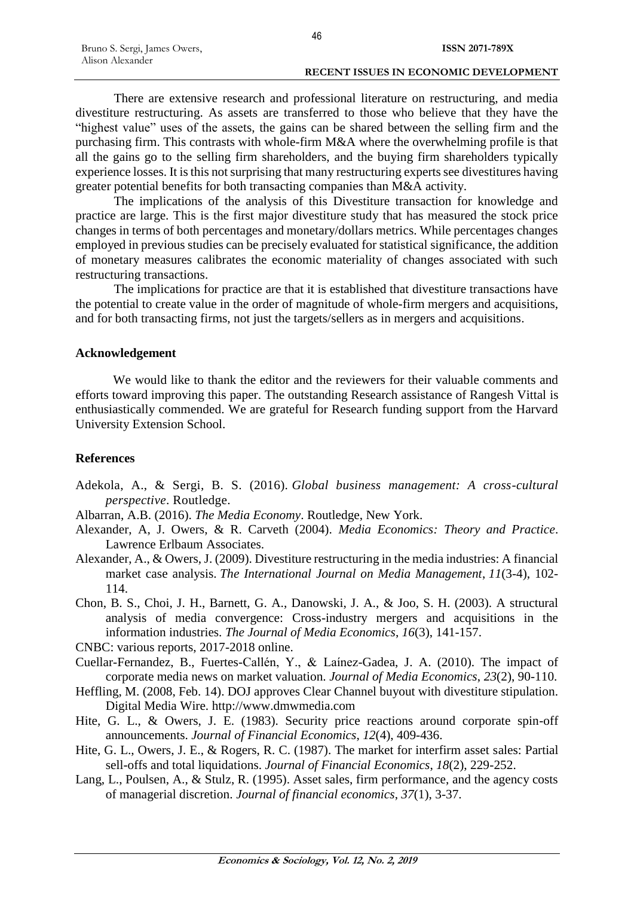There are extensive research and professional literature on restructuring, and media divestiture restructuring. As assets are transferred to those who believe that they have the "highest value" uses of the assets, the gains can be shared between the selling firm and the purchasing firm. This contrasts with whole-firm M&A where the overwhelming profile is that all the gains go to the selling firm shareholders, and the buying firm shareholders typically experience losses. It is this not surprising that many restructuring experts see divestitures having greater potential benefits for both transacting companies than M&A activity.

The implications of the analysis of this Divestiture transaction for knowledge and practice are large. This is the first major divestiture study that has measured the stock price changes in terms of both percentages and monetary/dollars metrics. While percentages changes employed in previous studies can be precisely evaluated for statistical significance, the addition of monetary measures calibrates the economic materiality of changes associated with such restructuring transactions.

The implications for practice are that it is established that divestiture transactions have the potential to create value in the order of magnitude of whole-firm mergers and acquisitions, and for both transacting firms, not just the targets/sellers as in mergers and acquisitions.

## Acknowledgement

We would like to thank the editor and the reviewers for their valuable comments and efforts toward improving this paper. The outstanding Research assistance of Rangesh Vittal is enthusiastically commended. We are grateful for Research funding support from the Harvard University Extension School.

## References

Adekola, A., & Sergi, B. S. (2016). *Global business management: A cross-cultural perspective*. Routledge.

Albarran, A.B. (2016). *The Media Economy*. Routledge, New York.

Alexander, A, J. Owers, & R. Carveth (2004). *Media Economics: Theory and Practice*. Lawrence Erlbaum Associates.

Alexander, A., & Owers, J. (2009). Divestiture restructuring in the media industries: A financial market case analysis. *The International Journal on Media Management*, *11*(3-4), 102-114.

Chon, B. S., Choi, J. H., Barnett, G. A., Danowski, J. A., & Joo, S. H. (2003). A structural analysis of media convergence: Cross-industry mergers and acquisitions in the information industries. *The Journal of Media Economics*, *16*(3), 141-157.

CNBC: various reports, 2017-2018 online.

Cuellar-Fernandez, B., Fuertes-Callén, Y., & Laínez-Gadea, J. A. (2010). The impact of corporate media news on market valuation. *Journal of Media Economics*, *23*(2), 90-110.

Heffling, M. (2008, Feb. 14). DOJ approves Clear Channel buyout with divestiture stipulation. Digital Media Wire. http://www.dmwmedia.com

Hite, G. L., & Owers, J. E. (1983). Security price reactions around corporate spin-off announcements. *Journal of Financial Economics*, *12*(4), 409-436.

Hite, G. L., Owers, J. E., & Rogers, R. C. (1987). The market for interfirm asset sales: Partial sell-offs and total liquidations. *Journal of Financial Economics*, *18*(2), 229-252.

Lang, L., Poulsen, A., & Stulz, R. (1995). Asset sales, firm performance, and the agency costs of managerial discretion. *Journal of financial economics*, *37*(1), 3-37.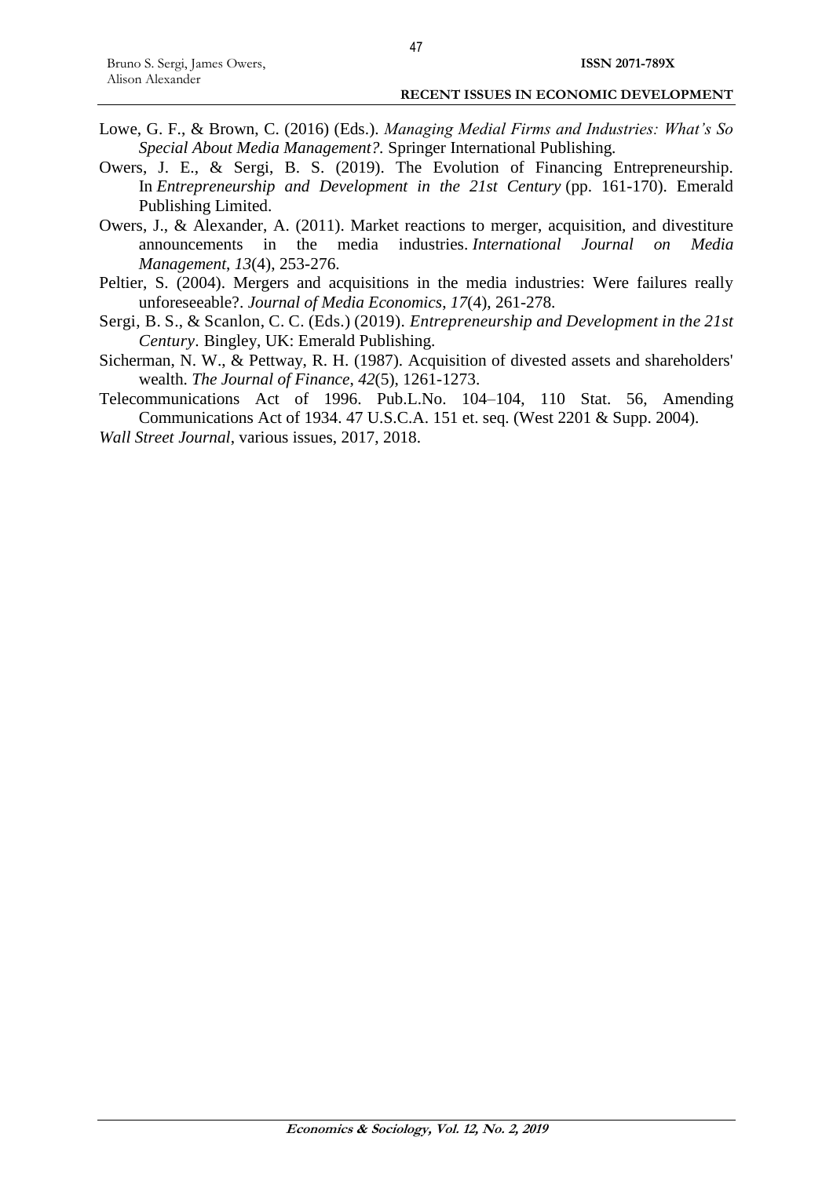Lowe, G. F., & Brown, C. (2016) (Eds.). *Managing Medial Firms and Industries: What's So Special About Media Management?*. Springer International Publishing.

Owers, J. E., & Sergi, B. S. (2019). The Evolution of Financing Entrepreneurship. In *Entrepreneurship and Development in the 21st Century* (pp. 161-170). Emerald Publishing Limited.

Owers, J., & Alexander, A. (2011). Market reactions to merger, acquisition, and divestiture announcements in the media industries. *International Journal on Media Management*, *13*(4), 253-276.

Peltier, S. (2004). Mergers and acquisitions in the media industries: Were failures really unforeseeable?. *Journal of Media Economics*, *17*(4), 261-278.

Sergi, B. S., & Scanlon, C. C. (Eds.) (2019). *Entrepreneurship and Development in the 21st Century*. Bingley, UK: Emerald Publishing.

Sicherman, N. W., & Pettway, R. H. (1987). Acquisition of divested assets and shareholders' wealth. *The Journal of Finance*, *42*(5), 1261-1273.

Telecommunications Act of 1996. Pub.L.No. 104–104, 110 Stat. 56, Amending Communications Act of 1934. 47 U.S.C.A. 151 et. seq. (West 2201 & Supp. 2004).

*Wall Street Journal*, various issues, 2017, 2018.